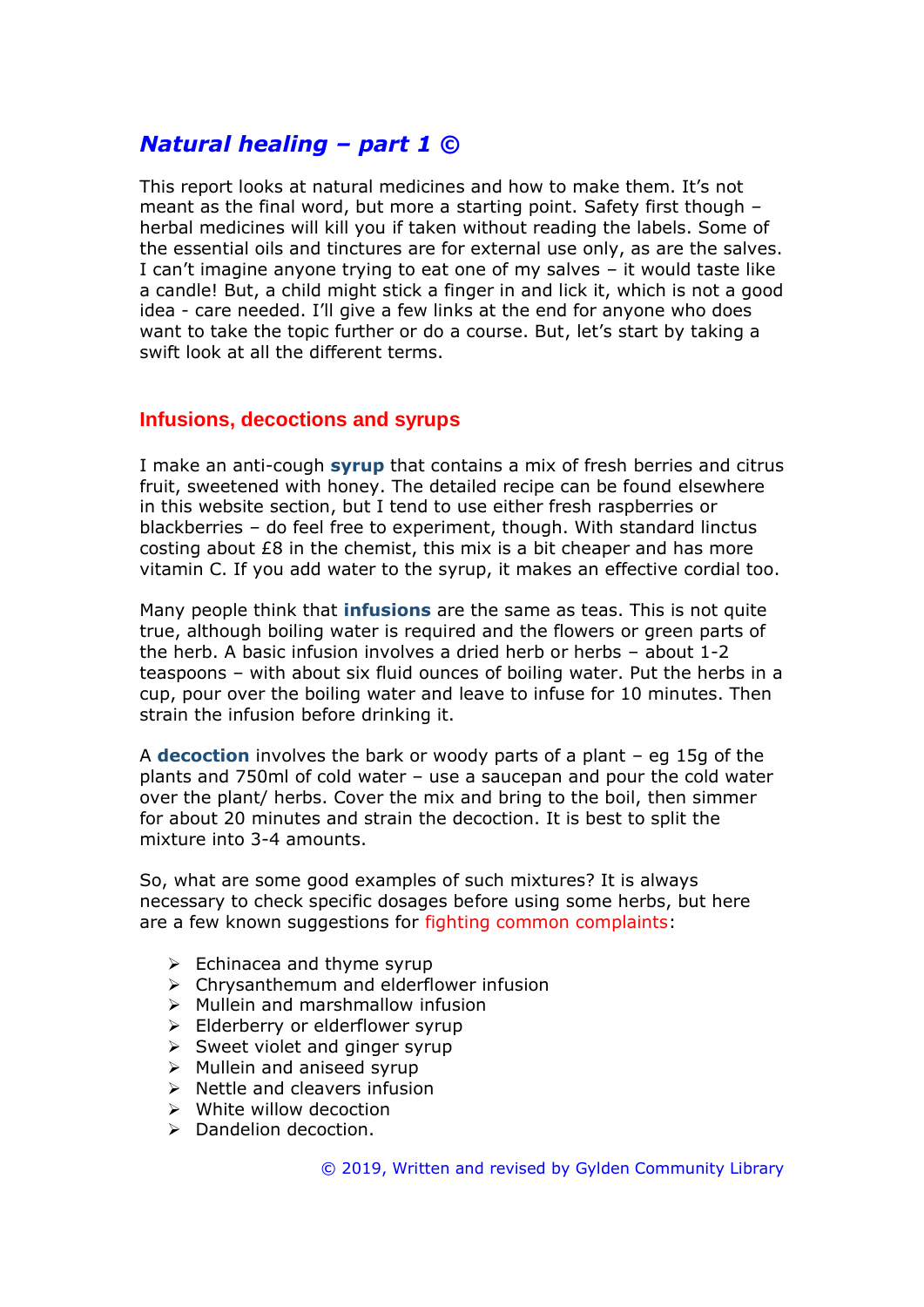# *Natural healing – part 1 ©*

This report looks at natural medicines and how to make them. It's not meant as the final word, but more a starting point. Safety first though – herbal medicines will kill you if taken without reading the labels. Some of the essential oils and tinctures are for external use only, as are the salves. I can't imagine anyone trying to eat one of my salves – it would taste like a candle! But, a child might stick a finger in and lick it, which is not a good idea - care needed. I'll give a few links at the end for anyone who does want to take the topic further or do a course. But, let's start by taking a swift look at all the different terms.

## Infusions, decoctions and syrups

I make an anti-cough **syrup** that contains a mix of fresh berries and citrus fruit, sweetened with honey. The detailed recipe can be found elsewhere in this website section, but I tend to use either fresh raspberries or blackberries – do feel free to experiment, though. With standard linctus costing about £8 in the chemist, this mix is a bit cheaper and has more vitamin C. If you add water to the syrup, it makes an effective cordial too.

Many people think that **infusions** are the same as teas. This is not quite true, although boiling water is required and the flowers or green parts of the herb. A basic infusion involves a dried herb or herbs – about 1-2 teaspoons – with about six fluid ounces of boiling water. Put the herbs in a cup, pour over the boiling water and leave to infuse for 10 minutes. Then strain the infusion before drinking it.

A **decoction** involves the bark or woody parts of a plant – eg 15g of the plants and 750ml of cold water – use a saucepan and pour the cold water over the plant/ herbs. Cover the mix and bring to the boil, then simmer for about 20 minutes and strain the decoction. It is best to split the mixture into 3-4 amounts.

So, what are some good examples of such mixtures? It is always necessary to check specific dosages before using some herbs, but here are a few known suggestions for fighting common complaints:

- Echinacea and thyme syrup
- Chrysanthemum and elderflower infusion
- Mullein and marshmallow infusion
- Elderberry or elderflower syrup
- Sweet violet and ginger syrup
- Mullein and aniseed syrup
- Nettle and cleavers infusion
- White willow decoction
- Dandelion decoction.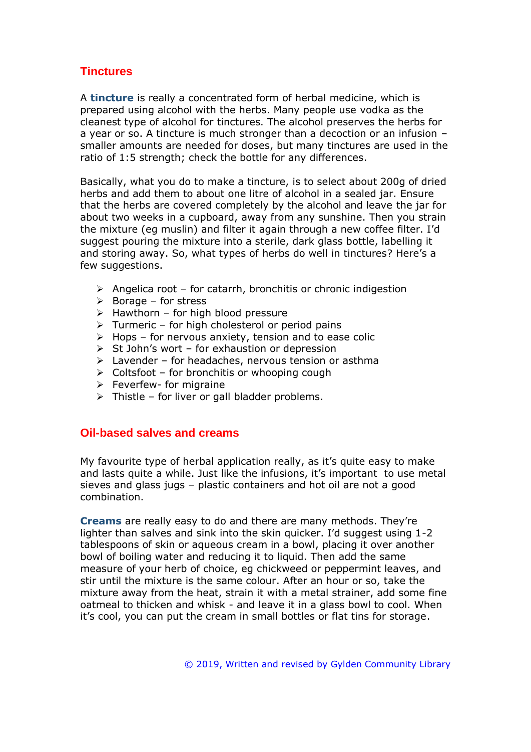## Tinctures

A **tincture** is really a concentrated form of herbal medicine, which is prepared using alcohol with the herbs. Many people use vodka as the cleanest type of alcohol for tinctures. The alcohol preserves the herbs for a year or so. A tincture is much stronger than a decoction or an infusion – smaller amounts are needed for doses, but many tinctures are used in the ratio of 1:5 strength; check the bottle for any differences.

Basically, what you do to make a tincture, is to select about 200g of dried herbs and add them to about one litre of alcohol in a sealed jar. Ensure that the herbs are covered completely by the alcohol and leave the jar for about two weeks in a cupboard, away from any sunshine. Then you strain the mixture (eg muslin) and filter it again through a new coffee filter. I'd suggest pouring the mixture into a sterile, dark glass bottle, labelling it and storing away. So, what types of herbs do well in tinctures? Here's a few suggestions.

- Angelica root – for catarrh, bronchitis or chronic indigestion
- Borage – for stress
- Hawthorn – for high blood pressure
- Turmeric – for high cholesterol or period pains
- Hops – for nervous anxiety, tension and to ease colic
- St John's wort – for exhaustion or depression
- Lavender – for headaches, nervous tension or asthma
- Coltsfoot – for bronchitis or whooping cough
- Feverfew- for migraine
- Thistle – for liver or gall bladder problems.

## Oil-based salves and creams

My favourite type of herbal application really, as it's quite easy to make and lasts quite a while. Just like the infusions, it's important to use metal sieves and glass jugs – plastic containers and hot oil are not a good combination.

**Creams** are really easy to do and there are many methods. They're lighter than salves and sink into the skin quicker. I'd suggest using 1-2 tablespoons of skin or aqueous cream in a bowl, placing it over another bowl of boiling water and reducing it to liquid. Then add the same measure of your herb of choice, eg chickweed or peppermint leaves, and stir until the mixture is the same colour. After an hour or so, take the mixture away from the heat, strain it with a metal strainer, add some fine oatmeal to thicken and whisk - and leave it in a glass bowl to cool. When it's cool, you can put the cream in small bottles or flat tins for storage.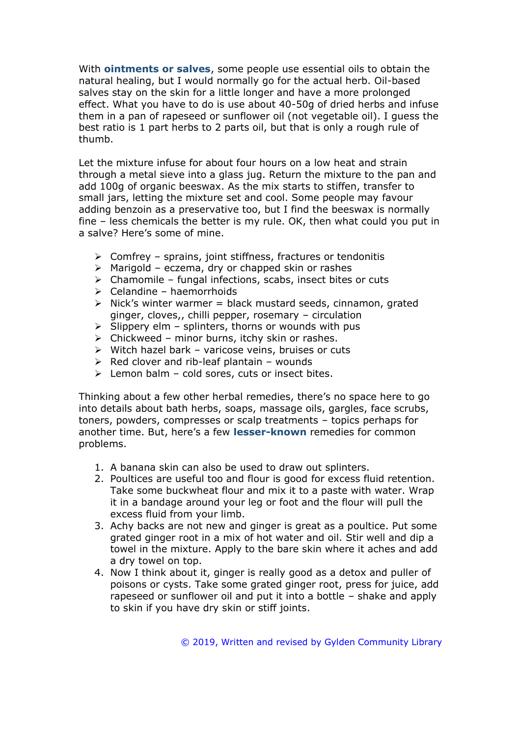With **ointments or salves**, some people use essential oils to obtain the natural healing, but I would normally go for the actual herb. Oil-based salves stay on the skin for a little longer and have a more prolonged effect. What you have to do is use about 40-50g of dried herbs and infuse them in a pan of rapeseed or sunflower oil (not vegetable oil). I guess the best ratio is 1 part herbs to 2 parts oil, but that is only a rough rule of thumb.

Let the mixture infuse for about four hours on a low heat and strain through a metal sieve into a glass jug. Return the mixture to the pan and add 100g of organic beeswax. As the mix starts to stiffen, transfer to small jars, letting the mixture set and cool. Some people may favour adding benzoin as a preservative too, but I find the beeswax is normally fine – less chemicals the better is my rule. OK, then what could you put in a salve? Here's some of mine.

- Comfrey – sprains, joint stiffness, fractures or tendonitis
- Marigold – eczema, dry or chapped skin or rashes
- Chamomile – fungal infections, scabs, insect bites or cuts
- Celandine – haemorrhoids
- Nick's winter warmer = black mustard seeds, cinnamon, grated ginger, cloves,, chilli pepper, rosemary – circulation
- Slippery elm – splinters, thorns or wounds with pus
- Chickweed – minor burns, itchy skin or rashes.
- Witch hazel bark – varicose veins, bruises or cuts
- Red clover and rib-leaf plantain – wounds
- Lemon balm – cold sores, cuts or insect bites.

Thinking about a few other herbal remedies, there's no space here to go into details about bath herbs, soaps, massage oils, gargles, face scrubs, toners, powders, compresses or scalp treatments – topics perhaps for another time. But, here's a few **lesser-known** remedies for common problems.

1. A banana skin can also be used to draw out splinters.
2. Poultices are useful too and flour is good for excess fluid retention. Take some buckwheat flour and mix it to a paste with water. Wrap it in a bandage around your leg or foot and the flour will pull the excess fluid from your limb.
3. Achy backs are not new and ginger is great as a poultice. Put some grated ginger root in a mix of hot water and oil. Stir well and dip a towel in the mixture. Apply to the bare skin where it aches and add a dry towel on top.
4. Now I think about it, ginger is really good as a detox and puller of poisons or cysts. Take some grated ginger root, press for juice, add rapeseed or sunflower oil and put it into a bottle – shake and apply to skin if you have dry skin or stiff joints.

© 2019, Written and revised by Gylden Community Library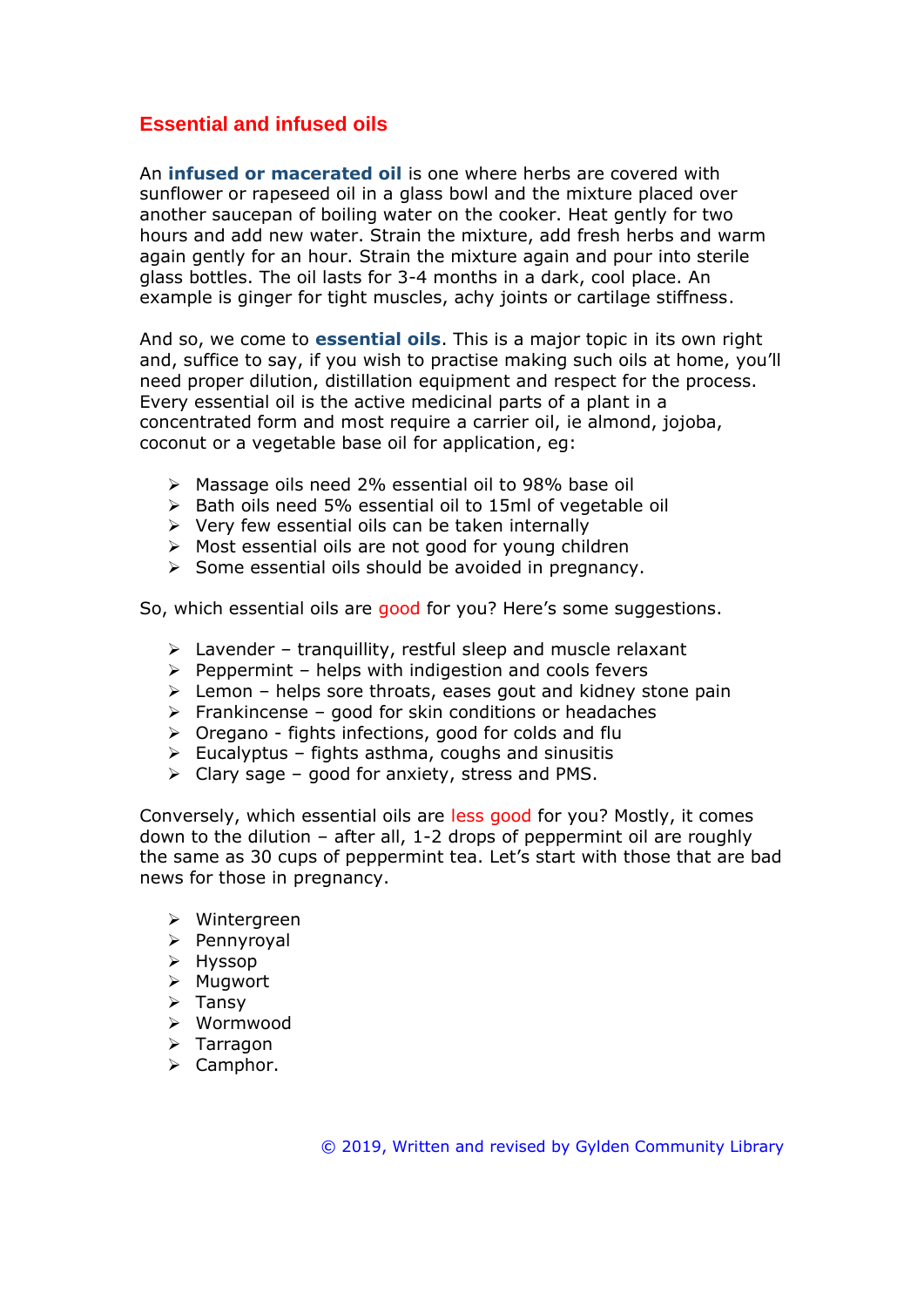## Essential and infused oils

An **infused or macerated oil** is one where herbs are covered with sunflower or rapeseed oil in a glass bowl and the mixture placed over another saucepan of boiling water on the cooker. Heat gently for two hours and add new water. Strain the mixture, add fresh herbs and warm again gently for an hour. Strain the mixture again and pour into sterile glass bottles. The oil lasts for 3-4 months in a dark, cool place. An example is ginger for tight muscles, achy joints or cartilage stiffness.

And so, we come to **essential oils**. This is a major topic in its own right and, suffice to say, if you wish to practise making such oils at home, you'll need proper dilution, distillation equipment and respect for the process. Every essential oil is the active medicinal parts of a plant in a concentrated form and most require a carrier oil, ie almond, jojoba, coconut or a vegetable base oil for application, eg:

- Massage oils need 2% essential oil to 98% base oil
- Bath oils need 5% essential oil to 15ml of vegetable oil
- Very few essential oils can be taken internally
- Most essential oils are not good for young children
- Some essential oils should be avoided in pregnancy.

So, which essential oils are good for you? Here's some suggestions.

- Lavender – tranquillity, restful sleep and muscle relaxant
- Peppermint – helps with indigestion and cools fevers
- Lemon – helps sore throats, eases gout and kidney stone pain
- Frankincense – good for skin conditions or headaches
- Oregano - fights infections, good for colds and flu
- Eucalyptus – fights asthma, coughs and sinusitis
- Clary sage – good for anxiety, stress and PMS.

Conversely, which essential oils are less good for you? Mostly, it comes down to the dilution – after all, 1-2 drops of peppermint oil are roughly the same as 30 cups of peppermint tea. Let's start with those that are bad news for those in pregnancy.

- Wintergreen
- Pennyroyal
- Hyssop
- Mugwort
- Tansy
- Wormwood
- Tarragon
- Camphor.

© 2019, Written and revised by Gylden Community Library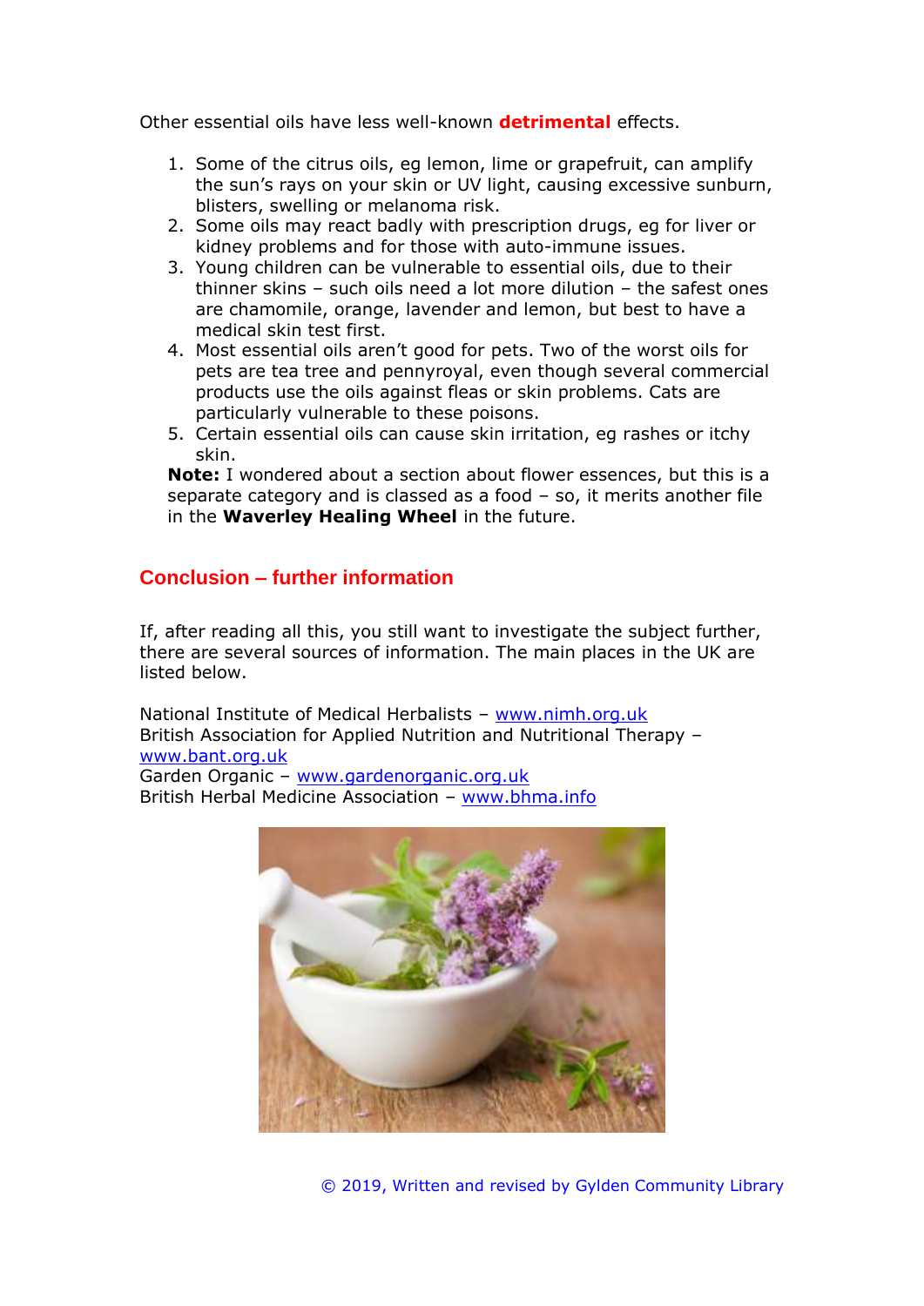Other essential oils have less well-known **detrimental** effects.

1. Some of the citrus oils, eg lemon, lime or grapefruit, can amplify the sun's rays on your skin or UV light, causing excessive sunburn, blisters, swelling or melanoma risk.
2. Some oils may react badly with prescription drugs, eg for liver or kidney problems and for those with auto-immune issues.
3. Young children can be vulnerable to essential oils, due to their thinner skins – such oils need a lot more dilution – the safest ones are chamomile, orange, lavender and lemon, but best to have a medical skin test first.
4. Most essential oils aren't good for pets. Two of the worst oils for pets are tea tree and pennyroyal, even though several commercial products use the oils against fleas or skin problems. Cats are particularly vulnerable to these poisons.
5. Certain essential oils can cause skin irritation, eg rashes or itchy skin.

**Note:** I wondered about a section about flower essences, but this is a separate category and is classed as a food – so, it merits another file in the **Waverley Healing Wheel** in the future.

## Conclusion – further information

If, after reading all this, you still want to investigate the subject further, there are several sources of information. The main places in the UK are listed below.

National Institute of Medical Herbalists – www.nimh.org.uk
British Association for Applied Nutrition and Nutritional Therapy – www.bant.org.uk
Garden Organic – www.gardenorganic.org.uk
British Herbal Medicine Association – www.bhma.info

© 2019, Written and revised by Gylden Community Library